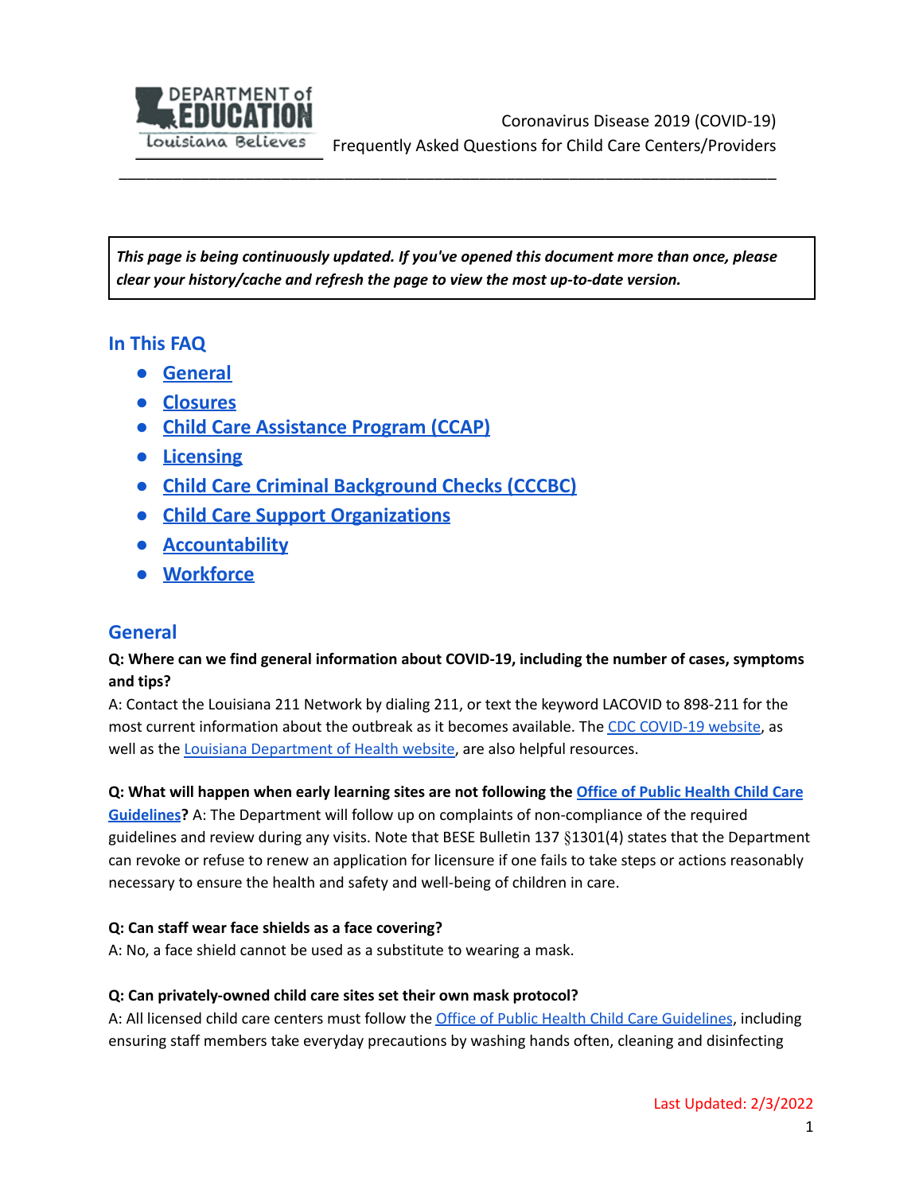Coronavirus Disease 2019 (COVID-19)
Frequently Asked Questions for Child Care Centers/Providers

---

***This page is being continuously updated. If you've opened this document more than once, please clear your history/cache and refresh the page to view the most up-to-date version.***

## In This FAQ

- General
- Closures
- Child Care Assistance Program (CCAP)
- Licensing
- Child Care Criminal Background Checks (CCCBC)
- Child Care Support Organizations
- Accountability
- Workforce

## General

**Q: Where can we find general information about COVID-19, including the number of cases, symptoms and tips?**

A: Contact the Louisiana 211 Network by dialing 211, or text the keyword LACOVID to 898-211 for the most current information about the outbreak as it becomes available. The CDC COVID-19 website, as well as the Louisiana Department of Health website, are also helpful resources.

**Q: What will happen when early learning sites are not following the Office of Public Health Child Care Guidelines?** A: The Department will follow up on complaints of non-compliance of the required guidelines and review during any visits. Note that BESE Bulletin 137 §1301(4) states that the Department can revoke or refuse to renew an application for licensure if one fails to take steps or actions reasonably necessary to ensure the health and safety and well-being of children in care.

**Q: Can staff wear face shields as a face covering?**

A: No, a face shield cannot be used as a substitute to wearing a mask.

**Q: Can privately-owned child care sites set their own mask protocol?**

A: All licensed child care centers must follow the Office of Public Health Child Care Guidelines, including ensuring staff members take everyday precautions by washing hands often, cleaning and disinfecting

Last Updated: 2/3/2022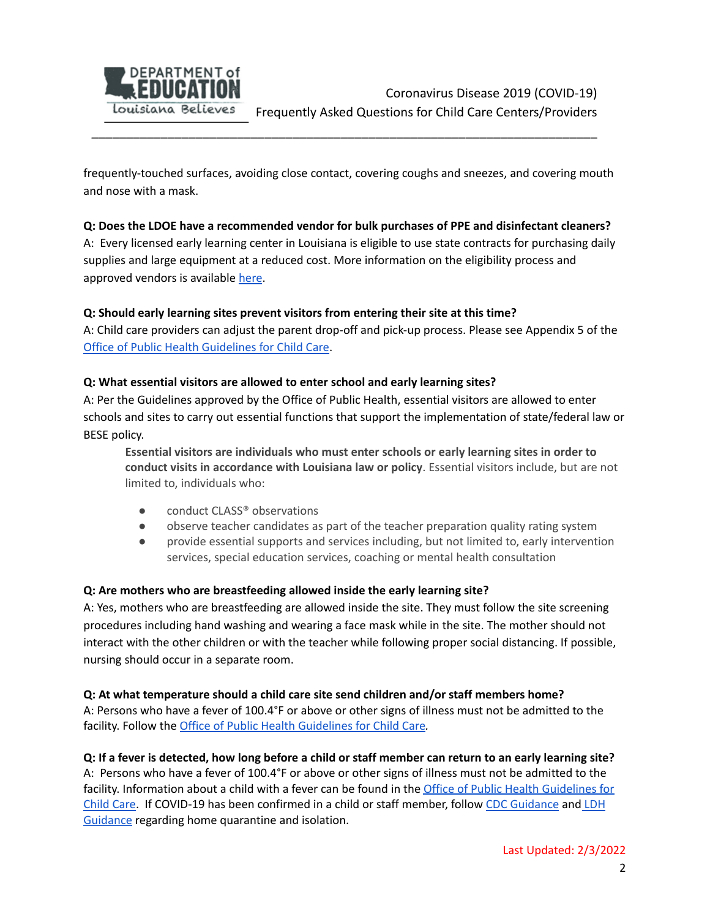frequently-touched surfaces, avoiding close contact, covering coughs and sneezes, and covering mouth and nose with a mask.

**Q: Does the LDOE have a recommended vendor for bulk purchases of PPE and disinfectant cleaners?**
A: Every licensed early learning center in Louisiana is eligible to use state contracts for purchasing daily supplies and large equipment at a reduced cost. More information on the eligibility process and approved vendors is available here.

**Q: Should early learning sites prevent visitors from entering their site at this time?**
A: Child care providers can adjust the parent drop-off and pick-up process. Please see Appendix 5 of the Office of Public Health Guidelines for Child Care.

**Q: What essential visitors are allowed to enter school and early learning sites?**
A: Per the Guidelines approved by the Office of Public Health, essential visitors are allowed to enter schools and sites to carry out essential functions that support the implementation of state/federal law or BESE policy.

> **Essential visitors are individuals who must enter schools or early learning sites in order to conduct visits in accordance with Louisiana law or policy**. Essential visitors include, but are not limited to, individuals who:
>
> - conduct CLASS® observations
> - observe teacher candidates as part of the teacher preparation quality rating system
> - provide essential supports and services including, but not limited to, early intervention services, special education services, coaching or mental health consultation

**Q: Are mothers who are breastfeeding allowed inside the early learning site?**
A: Yes, mothers who are breastfeeding are allowed inside the site. They must follow the site screening procedures including hand washing and wearing a face mask while in the site. The mother should not interact with the other children or with the teacher while following proper social distancing. If possible, nursing should occur in a separate room.

**Q: At what temperature should a child care site send children and/or staff members home?**
A: Persons who have a fever of 100.4°F or above or other signs of illness must not be admitted to the facility. Follow the Office of Public Health Guidelines for Child Care.

**Q: If a fever is detected, how long before a child or staff member can return to an early learning site?**
A: Persons who have a fever of 100.4°F or above or other signs of illness must not be admitted to the facility. Information about a child with a fever can be found in the Office of Public Health Guidelines for Child Care. If COVID-19 has been confirmed in a child or staff member, follow CDC Guidance and LDH Guidance regarding home quarantine and isolation.

Last Updated: 2/3/2022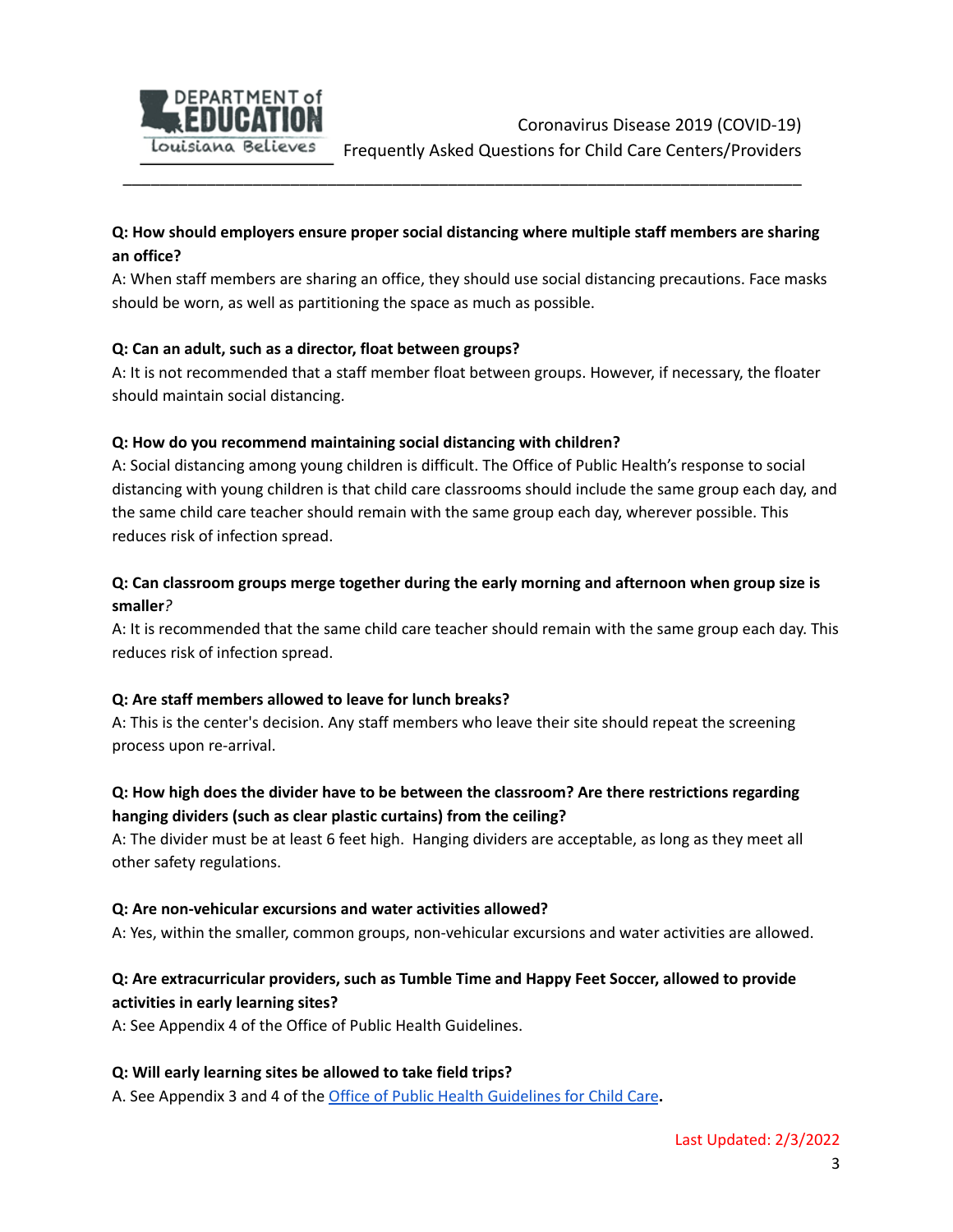**Q: How should employers ensure proper social distancing where multiple staff members are sharing an office?**
A: When staff members are sharing an office, they should use social distancing precautions. Face masks should be worn, as well as partitioning the space as much as possible.

**Q: Can an adult, such as a director, float between groups?**
A: It is not recommended that a staff member float between groups. However, if necessary, the floater should maintain social distancing.

**Q: How do you recommend maintaining social distancing with children?**
A: Social distancing among young children is difficult. The Office of Public Health's response to social distancing with young children is that child care classrooms should include the same group each day, and the same child care teacher should remain with the same group each day, wherever possible. This reduces risk of infection spread.

**Q: Can classroom groups merge together during the early morning and afternoon when group size is smaller?**
A: It is recommended that the same child care teacher should remain with the same group each day. This reduces risk of infection spread.

**Q: Are staff members allowed to leave for lunch breaks?**
A: This is the center's decision. Any staff members who leave their site should repeat the screening process upon re-arrival.

**Q: How high does the divider have to be between the classroom? Are there restrictions regarding hanging dividers (such as clear plastic curtains) from the ceiling?**
A: The divider must be at least 6 feet high. Hanging dividers are acceptable, as long as they meet all other safety regulations.

**Q: Are non-vehicular excursions and water activities allowed?**
A: Yes, within the smaller, common groups, non-vehicular excursions and water activities are allowed.

**Q: Are extracurricular providers, such as Tumble Time and Happy Feet Soccer, allowed to provide activities in early learning sites?**
A: See Appendix 4 of the Office of Public Health Guidelines.

**Q: Will early learning sites be allowed to take field trips?**
A. See Appendix 3 and 4 of the Office of Public Health Guidelines for Child Care.

Last Updated: 2/3/2022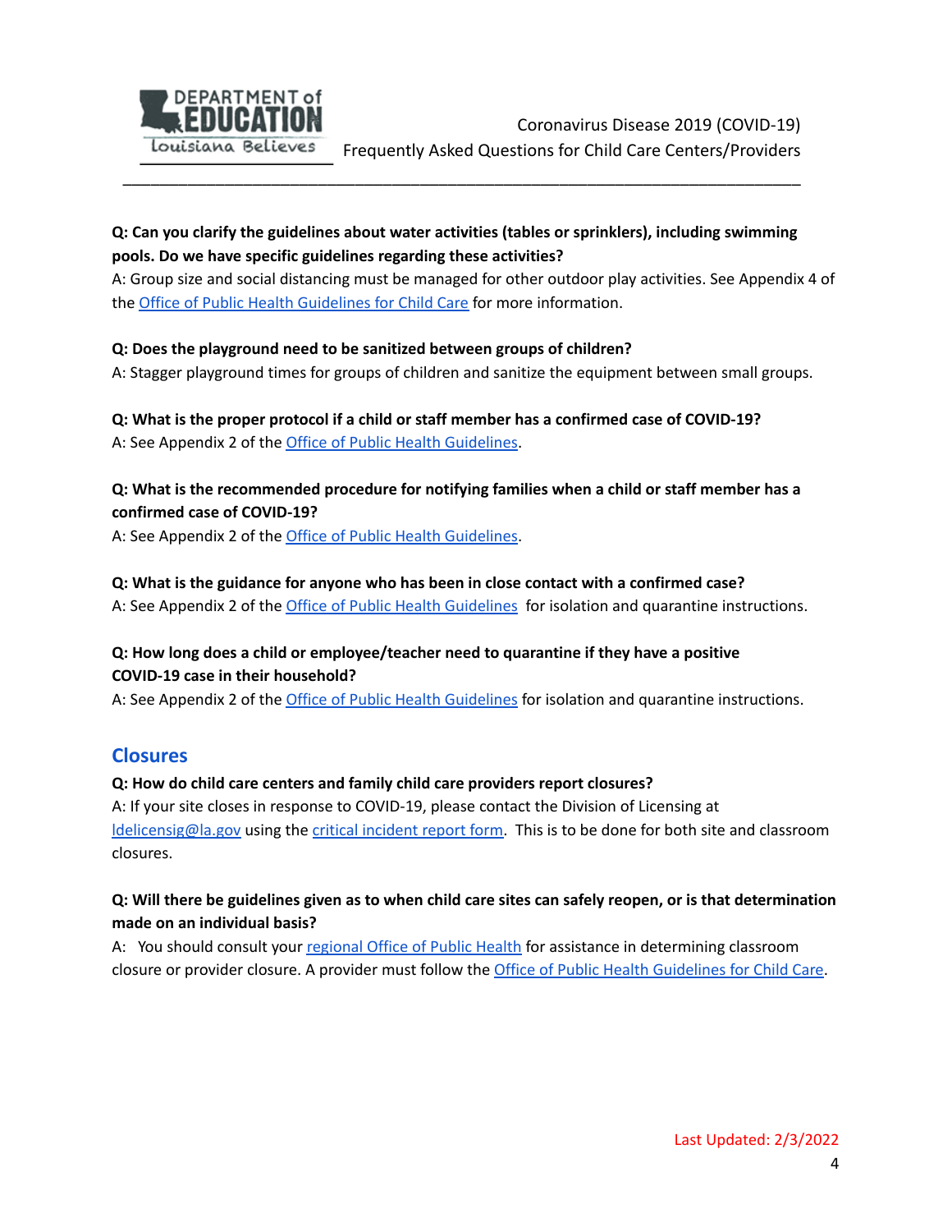**Q: Can you clarify the guidelines about water activities (tables or sprinklers), including swimming pools. Do we have specific guidelines regarding these activities?**
A: Group size and social distancing must be managed for other outdoor play activities. See Appendix 4 of the Office of Public Health Guidelines for Child Care for more information.

**Q: Does the playground need to be sanitized between groups of children?**
A: Stagger playground times for groups of children and sanitize the equipment between small groups.

**Q: What is the proper protocol if a child or staff member has a confirmed case of COVID-19?**
A: See Appendix 2 of the Office of Public Health Guidelines.

**Q: What is the recommended procedure for notifying families when a child or staff member has a confirmed case of COVID-19?**
A: See Appendix 2 of the Office of Public Health Guidelines.

**Q: What is the guidance for anyone who has been in close contact with a confirmed case?**
A: See Appendix 2 of the Office of Public Health Guidelines for isolation and quarantine instructions.

**Q: How long does a child or employee/teacher need to quarantine if they have a positive COVID-19 case in their household?**
A: See Appendix 2 of the Office of Public Health Guidelines for isolation and quarantine instructions.

## Closures

**Q: How do child care centers and family child care providers report closures?**
A: If your site closes in response to COVID-19, please contact the Division of Licensing at ldelicensig@la.gov using the critical incident report form. This is to be done for both site and classroom closures.

**Q: Will there be guidelines given as to when child care sites can safely reopen, or is that determination made on an individual basis?**
A: You should consult your regional Office of Public Health for assistance in determining classroom closure or provider closure. A provider must follow the Office of Public Health Guidelines for Child Care.

Last Updated: 2/3/2022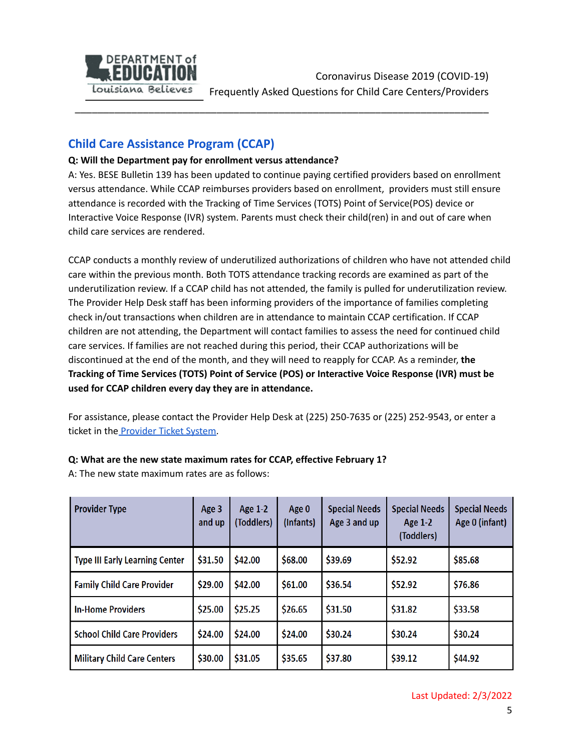## Child Care Assistance Program (CCAP)

**Q: Will the Department pay for enrollment versus attendance?**

A: Yes. BESE Bulletin 139 has been updated to continue paying certified providers based on enrollment versus attendance. While CCAP reimburses providers based on enrollment, providers must still ensure attendance is recorded with the Tracking of Time Services (TOTS) Point of Service(POS) device or Interactive Voice Response (IVR) system. Parents must check their child(ren) in and out of care when child care services are rendered.

CCAP conducts a monthly review of underutilized authorizations of children who have not attended child care within the previous month. Both TOTS attendance tracking records are examined as part of the underutilization review. If a CCAP child has not attended, the family is pulled for underutilization review. The Provider Help Desk staff has been informing providers of the importance of families completing check in/out transactions when children are in attendance to maintain CCAP certification. If CCAP children are not attending, the Department will contact families to assess the need for continued child care services. If families are not reached during this period, their CCAP authorizations will be discontinued at the end of the month, and they will need to reapply for CCAP. As a reminder, **the Tracking of Time Services (TOTS) Point of Service (POS) or Interactive Voice Response (IVR) must be used for CCAP children every day they are in attendance.**

For assistance, please contact the Provider Help Desk at (225) 250-7635 or (225) 252-9543, or enter a ticket in the Provider Ticket System.

**Q: What are the new state maximum rates for CCAP, effective February 1?**

A: The new state maximum rates are as follows:

| Provider Type | Age 3 and up | Age 1-2 (Toddlers) | Age 0 (Infants) | Special Needs Age 3 and up | Special Needs Age 1-2 (Toddlers) | Special Needs Age 0 (infant) |
|---|---|---|---|---|---|---|
| Type III Early Learning Center | $31.50 | $42.00 | $68.00 | $39.69 | $52.92 | $85.68 |
| Family Child Care Provider | $29.00 | $42.00 | $61.00 | $36.54 | $52.92 | $76.86 |
| In-Home Providers | $25.00 | $25.25 | $26.65 | $31.50 | $31.82 | $33.58 |
| School Child Care Providers | $24.00 | $24.00 | $24.00 | $30.24 | $30.24 | $30.24 |
| Military Child Care Centers | $30.00 | $31.05 | $35.65 | $37.80 | $39.12 | $44.92 |

Last Updated: 2/3/2022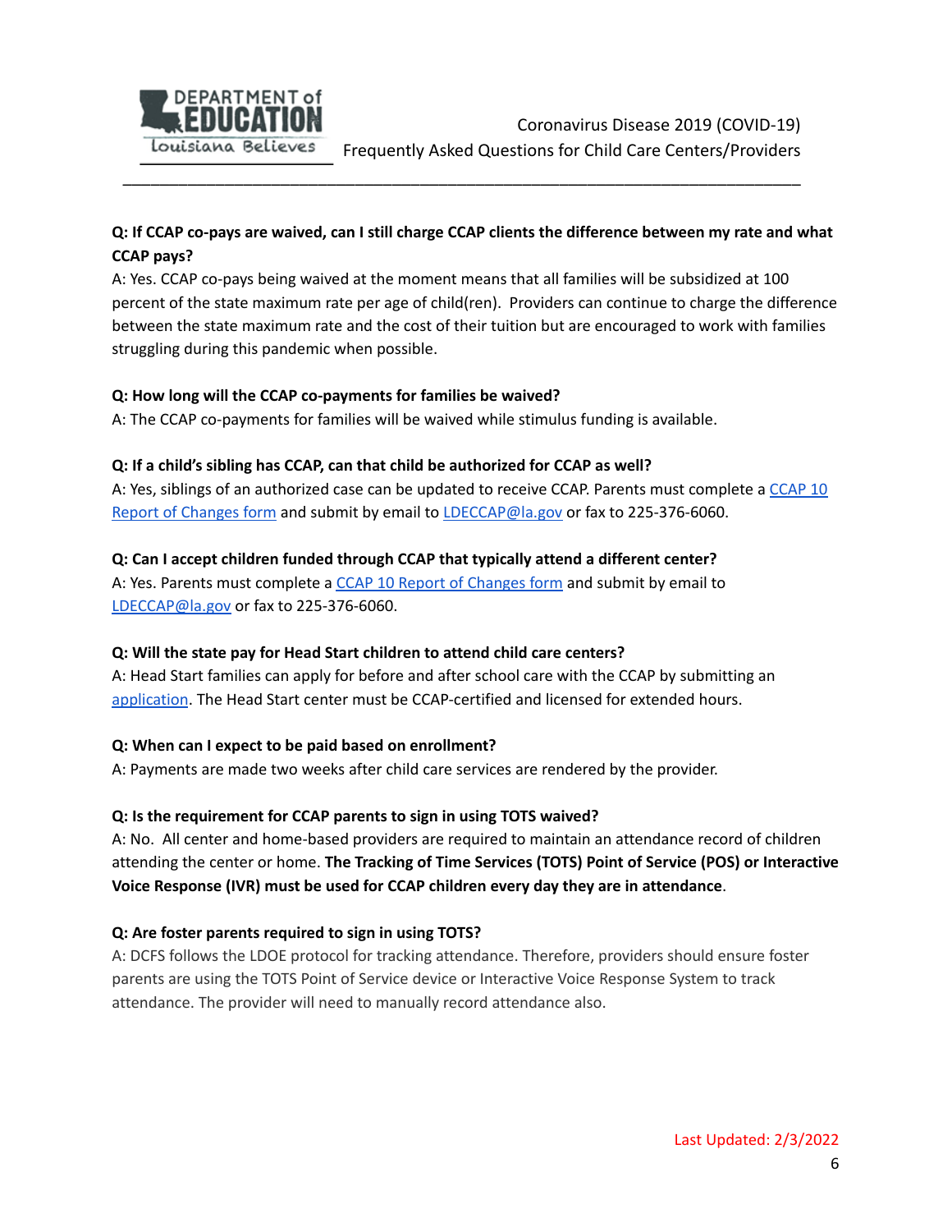**Q: If CCAP co-pays are waived, can I still charge CCAP clients the difference between my rate and what CCAP pays?**

A: Yes. CCAP co-pays being waived at the moment means that all families will be subsidized at 100 percent of the state maximum rate per age of child(ren). Providers can continue to charge the difference between the state maximum rate and the cost of their tuition but are encouraged to work with families struggling during this pandemic when possible.

**Q: How long will the CCAP co-payments for families be waived?**

A: The CCAP co-payments for families will be waived while stimulus funding is available.

**Q: If a child's sibling has CCAP, can that child be authorized for CCAP as well?**

A: Yes, siblings of an authorized case can be updated to receive CCAP. Parents must complete a CCAP 10 Report of Changes form and submit by email to LDECCAP@la.gov or fax to 225-376-6060.

**Q: Can I accept children funded through CCAP that typically attend a different center?**

A: Yes. Parents must complete a CCAP 10 Report of Changes form and submit by email to LDECCAP@la.gov or fax to 225-376-6060.

**Q: Will the state pay for Head Start children to attend child care centers?**

A: Head Start families can apply for before and after school care with the CCAP by submitting an application. The Head Start center must be CCAP-certified and licensed for extended hours.

**Q: When can I expect to be paid based on enrollment?**

A: Payments are made two weeks after child care services are rendered by the provider.

**Q: Is the requirement for CCAP parents to sign in using TOTS waived?**

A: No. All center and home-based providers are required to maintain an attendance record of children attending the center or home. **The Tracking of Time Services (TOTS) Point of Service (POS) or Interactive Voice Response (IVR) must be used for CCAP children every day they are in attendance**.

**Q: Are foster parents required to sign in using TOTS?**

A: DCFS follows the LDOE protocol for tracking attendance. Therefore, providers should ensure foster parents are using the TOTS Point of Service device or Interactive Voice Response System to track attendance. The provider will need to manually record attendance also.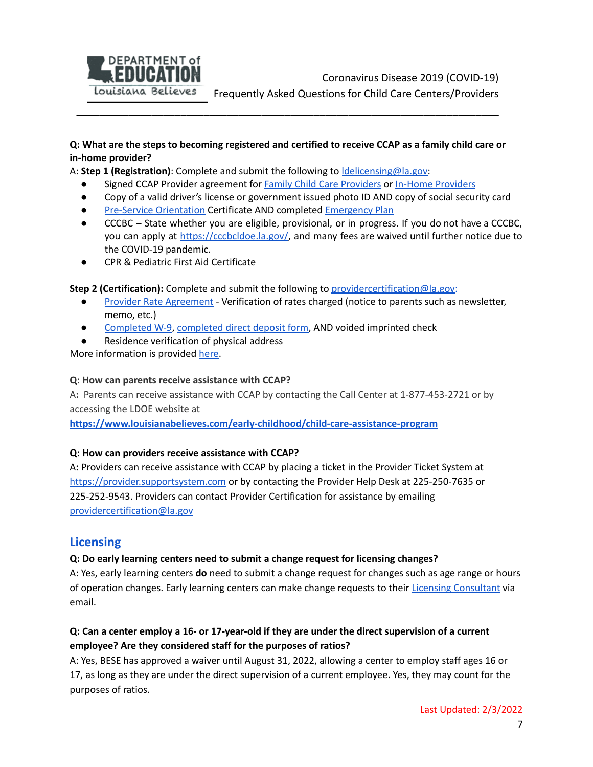**Q: What are the steps to becoming registered and certified to receive CCAP as a family child care or in-home provider?**

A: **Step 1 (Registration)**: Complete and submit the following to ldelicensing@la.gov:

- Signed CCAP Provider agreement for Family Child Care Providers or In-Home Providers
- Copy of a valid driver's license or government issued photo ID AND copy of social security card
- Pre-Service Orientation Certificate AND completed Emergency Plan
- CCCBC – State whether you are eligible, provisional, or in progress. If you do not have a CCCBC, you can apply at https://cccbcldoe.la.gov/, and many fees are waived until further notice due to the COVID-19 pandemic.
- CPR & Pediatric First Aid Certificate

**Step 2 (Certification):** Complete and submit the following to providercertification@la.gov:

- Provider Rate Agreement - Verification of rates charged (notice to parents such as newsletter, memo, etc.)
- Completed W-9, completed direct deposit form, AND voided imprinted check
- Residence verification of physical address

More information is provided here.

**Q: How can parents receive assistance with CCAP?**

A**:** Parents can receive assistance with CCAP by contacting the Call Center at 1-877-453-2721 or by accessing the LDOE website at **https://www.louisianabelieves.com/early-childhood/child-care-assistance-program**

**Q: How can providers receive assistance with CCAP?**

A**:** Providers can receive assistance with CCAP by placing a ticket in the Provider Ticket System at https://provider.supportsystem.com or by contacting the Provider Help Desk at 225-250-7635 or 225-252-9543. Providers can contact Provider Certification for assistance by emailing providercertification@la.gov

## Licensing

**Q: Do early learning centers need to submit a change request for licensing changes?**

A: Yes, early learning centers **do** need to submit a change request for changes such as age range or hours of operation changes. Early learning centers can make change requests to their Licensing Consultant via email.

**Q: Can a center employ a 16- or 17-year-old if they are under the direct supervision of a current employee? Are they considered staff for the purposes of ratios?**

A: Yes, BESE has approved a waiver until August 31, 2022, allowing a center to employ staff ages 16 or 17, as long as they are under the direct supervision of a current employee. Yes, they may count for the purposes of ratios.

Last Updated: 2/3/2022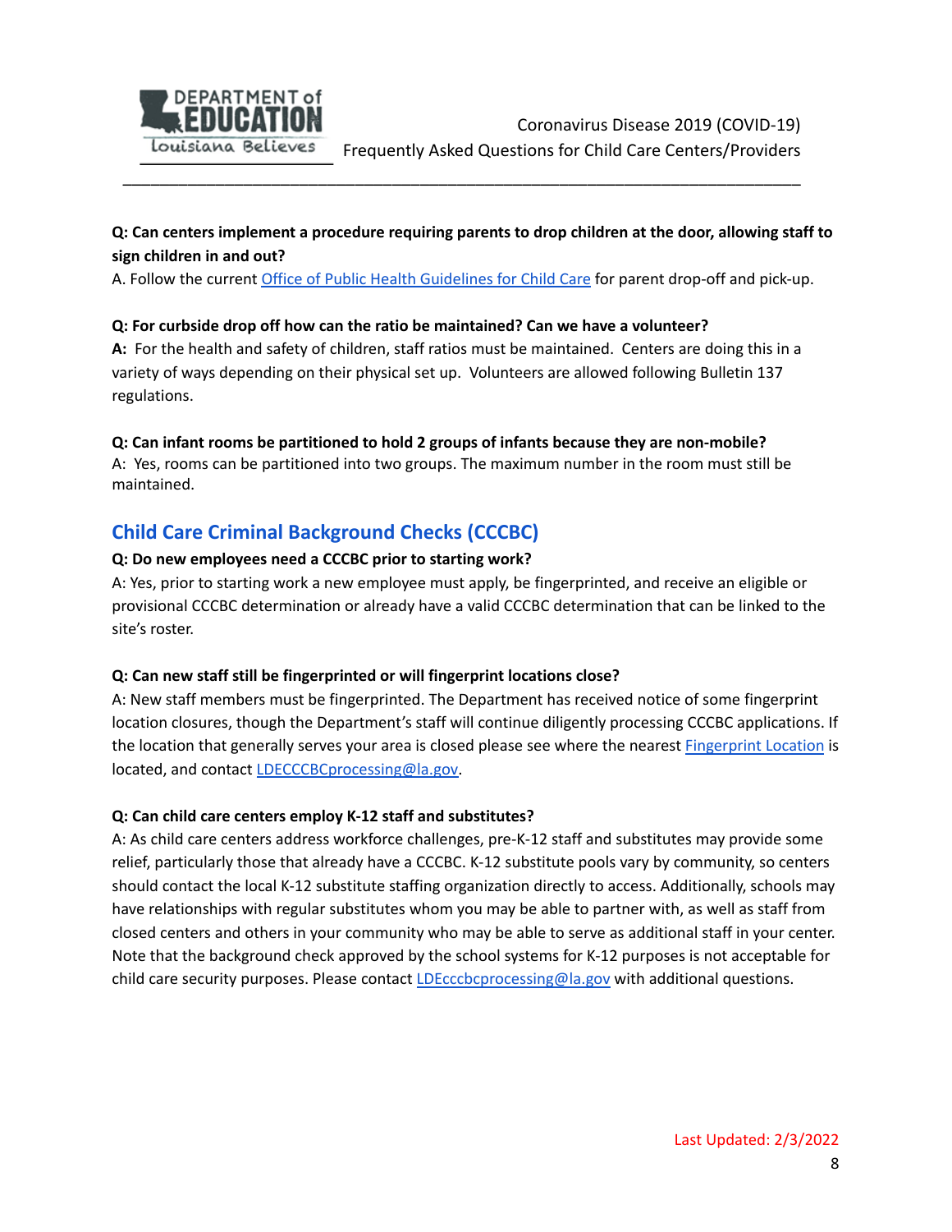**Q: Can centers implement a procedure requiring parents to drop children at the door, allowing staff to sign children in and out?**

A. Follow the current [Office of Public Health Guidelines for Child Care](#) for parent drop-off and pick-up.

**Q: For curbside drop off how can the ratio be maintained? Can we have a volunteer?**

**A:** For the health and safety of children, staff ratios must be maintained. Centers are doing this in a variety of ways depending on their physical set up. Volunteers are allowed following Bulletin 137 regulations.

**Q: Can infant rooms be partitioned to hold 2 groups of infants because they are non-mobile?**

A: Yes, rooms can be partitioned into two groups. The maximum number in the room must still be maintained.

## Child Care Criminal Background Checks (CCCBC)

**Q: Do new employees need a CCCBC prior to starting work?**

A: Yes, prior to starting work a new employee must apply, be fingerprinted, and receive an eligible or provisional CCCBC determination or already have a valid CCCBC determination that can be linked to the site's roster.

**Q: Can new staff still be fingerprinted or will fingerprint locations close?**

A: New staff members must be fingerprinted. The Department has received notice of some fingerprint location closures, though the Department's staff will continue diligently processing CCCBC applications. If the location that generally serves your area is closed please see where the nearest [Fingerprint Location](#) is located, and contact [LDECCCBCprocessing@la.gov](mailto:LDECCCBCprocessing@la.gov).

**Q: Can child care centers employ K-12 staff and substitutes?**

A: As child care centers address workforce challenges, pre-K-12 staff and substitutes may provide some relief, particularly those that already have a CCCBC. K-12 substitute pools vary by community, so centers should contact the local K-12 substitute staffing organization directly to access. Additionally, schools may have relationships with regular substitutes whom you may be able to partner with, as well as staff from closed centers and others in your community who may be able to serve as additional staff in your center. Note that the background check approved by the school systems for K-12 purposes is not acceptable for child care security purposes. Please contact [LDEcccbcprocessing@la.gov](mailto:LDEcccbcprocessing@la.gov) with additional questions.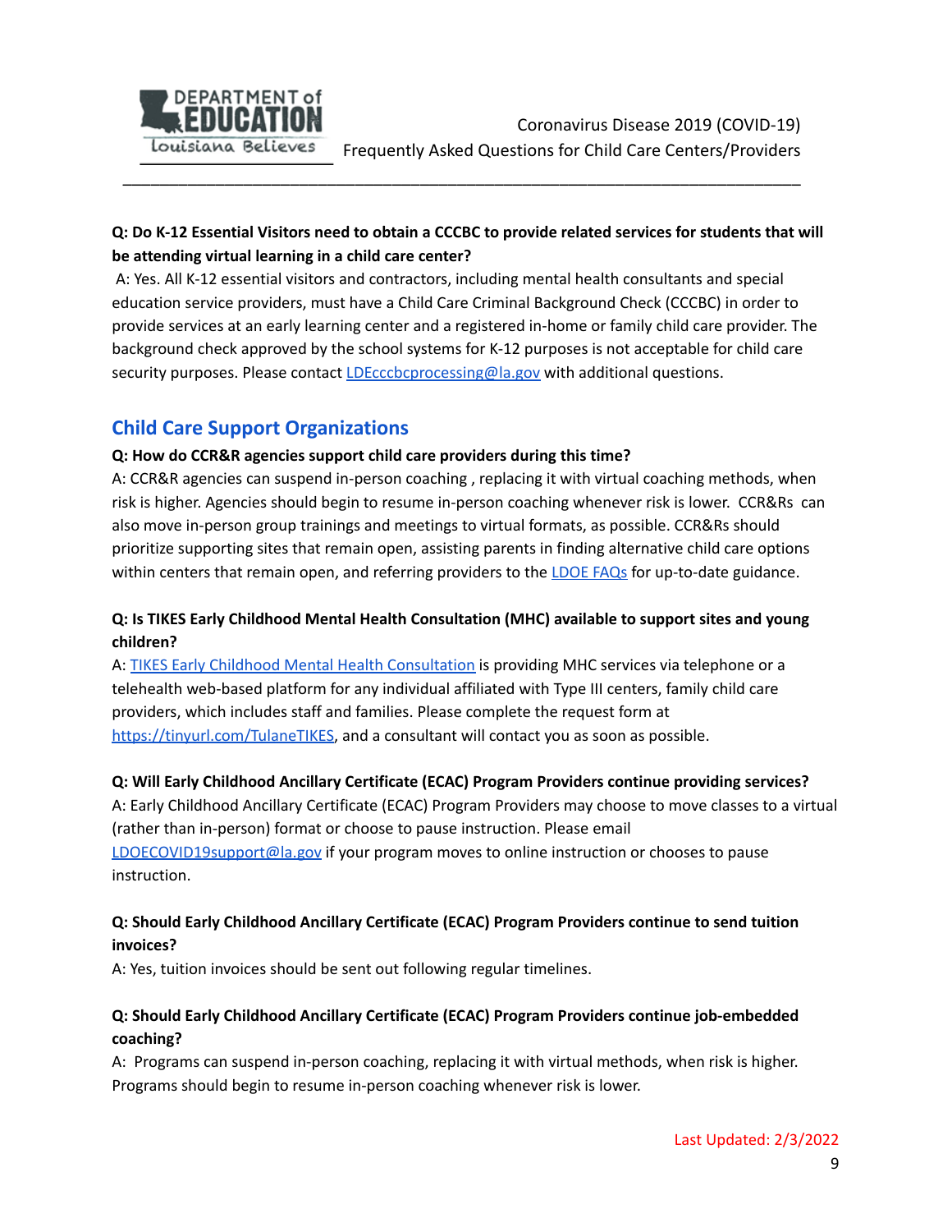**Q: Do K-12 Essential Visitors need to obtain a CCCBC to provide related services for students that will be attending virtual learning in a child care center?**

A: Yes. All K-12 essential visitors and contractors, including mental health consultants and special education service providers, must have a Child Care Criminal Background Check (CCCBC) in order to provide services at an early learning center and a registered in-home or family child care provider. The background check approved by the school systems for K-12 purposes is not acceptable for child care security purposes. Please contact LDEcccbcprocessing@la.gov with additional questions.

## Child Care Support Organizations

**Q: How do CCR&R agencies support child care providers during this time?**

A: CCR&R agencies can suspend in-person coaching , replacing it with virtual coaching methods, when risk is higher. Agencies should begin to resume in-person coaching whenever risk is lower. CCR&Rs can also move in-person group trainings and meetings to virtual formats, as possible. CCR&Rs should prioritize supporting sites that remain open, assisting parents in finding alternative child care options within centers that remain open, and referring providers to the LDOE FAQs for up-to-date guidance.

**Q: Is TIKES Early Childhood Mental Health Consultation (MHC) available to support sites and young children?**

A: TIKES Early Childhood Mental Health Consultation is providing MHC services via telephone or a telehealth web-based platform for any individual affiliated with Type III centers, family child care providers, which includes staff and families. Please complete the request form at https://tinyurl.com/TulaneTIKES, and a consultant will contact you as soon as possible.

**Q: Will Early Childhood Ancillary Certificate (ECAC) Program Providers continue providing services?**

A: Early Childhood Ancillary Certificate (ECAC) Program Providers may choose to move classes to a virtual (rather than in-person) format or choose to pause instruction. Please email LDOECOVID19support@la.gov if your program moves to online instruction or chooses to pause instruction.

**Q: Should Early Childhood Ancillary Certificate (ECAC) Program Providers continue to send tuition invoices?**

A: Yes, tuition invoices should be sent out following regular timelines.

**Q: Should Early Childhood Ancillary Certificate (ECAC) Program Providers continue job-embedded coaching?**

A: Programs can suspend in-person coaching, replacing it with virtual methods, when risk is higher. Programs should begin to resume in-person coaching whenever risk is lower.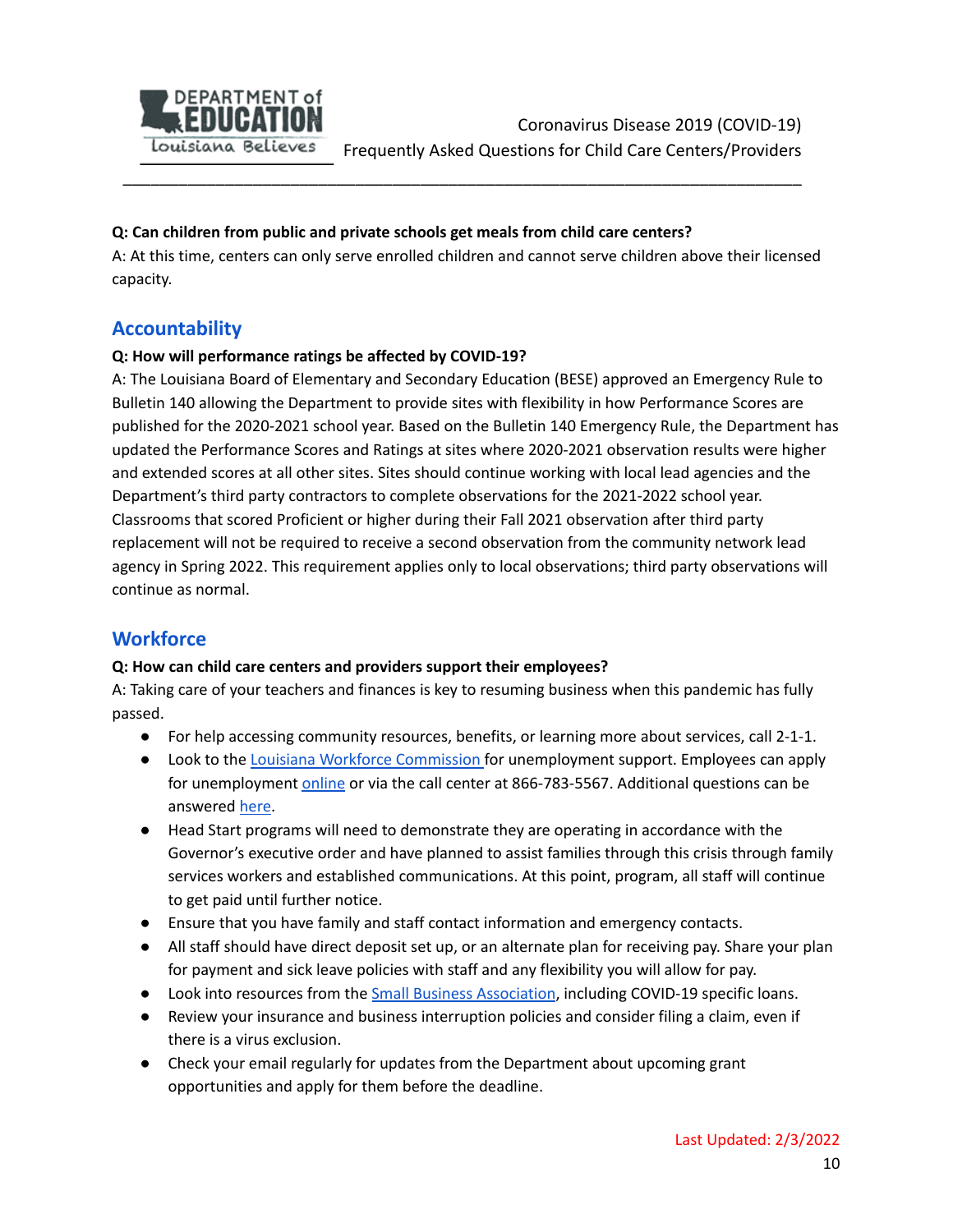**Q: Can children from public and private schools get meals from child care centers?**

A: At this time, centers can only serve enrolled children and cannot serve children above their licensed capacity.

## Accountability

**Q: How will performance ratings be affected by COVID-19?**

A: The Louisiana Board of Elementary and Secondary Education (BESE) approved an Emergency Rule to Bulletin 140 allowing the Department to provide sites with flexibility in how Performance Scores are published for the 2020-2021 school year. Based on the Bulletin 140 Emergency Rule, the Department has updated the Performance Scores and Ratings at sites where 2020-2021 observation results were higher and extended scores at all other sites. Sites should continue working with local lead agencies and the Department's third party contractors to complete observations for the 2021-2022 school year. Classrooms that scored Proficient or higher during their Fall 2021 observation after third party replacement will not be required to receive a second observation from the community network lead agency in Spring 2022. This requirement applies only to local observations; third party observations will continue as normal.

## Workforce

**Q: How can child care centers and providers support their employees?**

A: Taking care of your teachers and finances is key to resuming business when this pandemic has fully passed.

- For help accessing community resources, benefits, or learning more about services, call 2-1-1.
- Look to the Louisiana Workforce Commission for unemployment support. Employees can apply for unemployment online or via the call center at 866-783-5567. Additional questions can be answered here.
- Head Start programs will need to demonstrate they are operating in accordance with the Governor's executive order and have planned to assist families through this crisis through family services workers and established communications. At this point, program, all staff will continue to get paid until further notice.
- Ensure that you have family and staff contact information and emergency contacts.
- All staff should have direct deposit set up, or an alternate plan for receiving pay. Share your plan for payment and sick leave policies with staff and any flexibility you will allow for pay.
- Look into resources from the Small Business Association, including COVID-19 specific loans.
- Review your insurance and business interruption policies and consider filing a claim, even if there is a virus exclusion.
- Check your email regularly for updates from the Department about upcoming grant opportunities and apply for them before the deadline.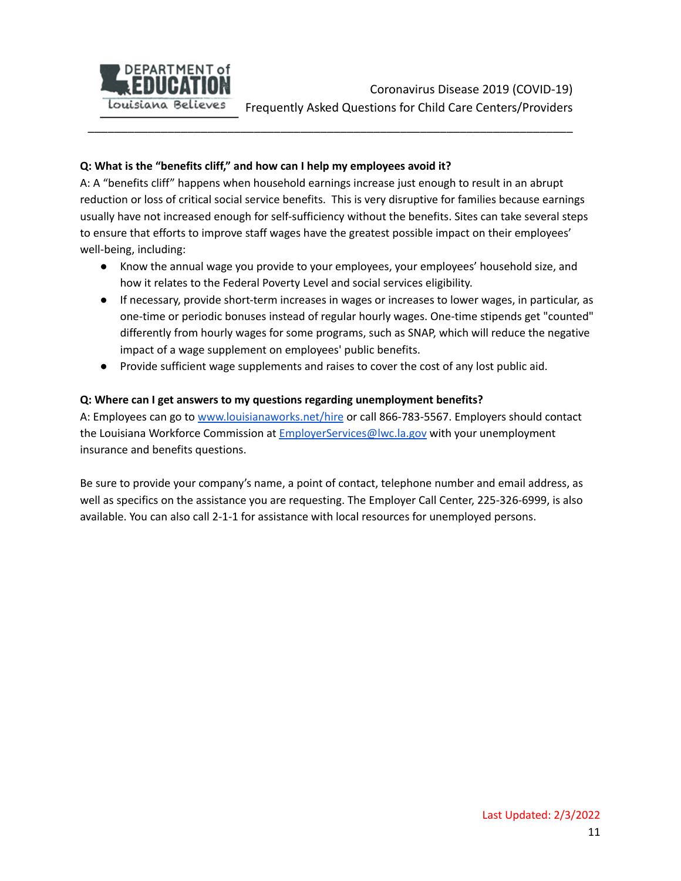**Q: What is the "benefits cliff," and how can I help my employees avoid it?**

A: A "benefits cliff" happens when household earnings increase just enough to result in an abrupt reduction or loss of critical social service benefits. This is very disruptive for families because earnings usually have not increased enough for self-sufficiency without the benefits. Sites can take several steps to ensure that efforts to improve staff wages have the greatest possible impact on their employees' well-being, including:

- Know the annual wage you provide to your employees, your employees' household size, and how it relates to the Federal Poverty Level and social services eligibility.
- If necessary, provide short-term increases in wages or increases to lower wages, in particular, as one-time or periodic bonuses instead of regular hourly wages. One-time stipends get "counted" differently from hourly wages for some programs, such as SNAP, which will reduce the negative impact of a wage supplement on employees' public benefits.
- Provide sufficient wage supplements and raises to cover the cost of any lost public aid.

**Q: Where can I get answers to my questions regarding unemployment benefits?**

A: Employees can go to [www.louisianaworks.net/hire](www.louisianaworks.net/hire) or call 866-783-5567. Employers should contact the Louisiana Workforce Commission at [EmployerServices@lwc.la.gov](mailto:EmployerServices@lwc.la.gov) with your unemployment insurance and benefits questions.

Be sure to provide your company's name, a point of contact, telephone number and email address, as well as specifics on the assistance you are requesting. The Employer Call Center, 225-326-6999, is also available. You can also call 2-1-1 for assistance with local resources for unemployed persons.